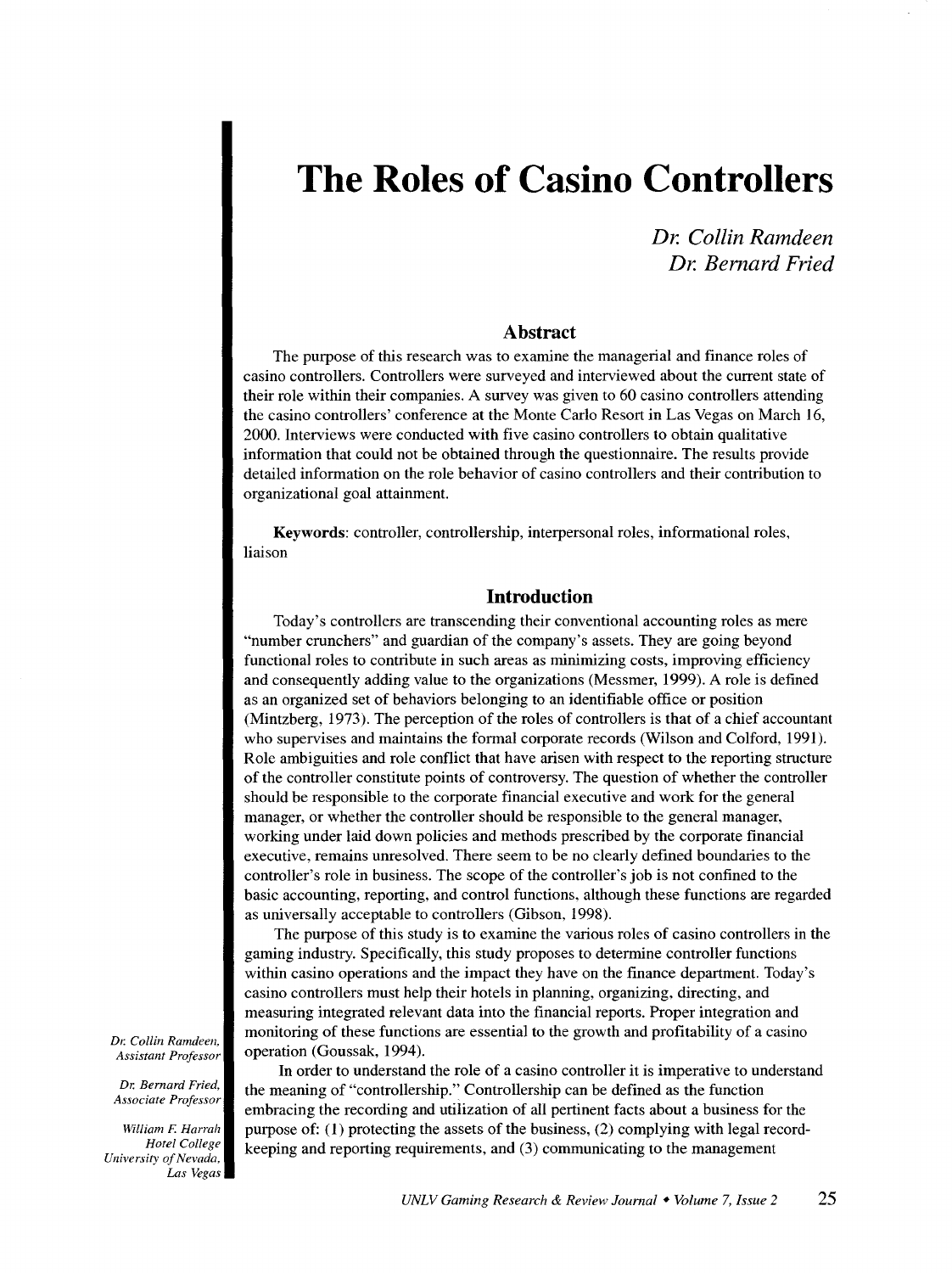# The Roles of Casino Controllers

*Dr. Collin Ramdeen*
*Dr. Bernard Fried*

*Dr. Collin Ramdeen, Assistant Professor*

*Dr. Bernard Fried, Associate Professor*

*William F. Harrah Hotel College University of Nevada, Las Vegas*

## Abstract

The purpose of this research was to examine the managerial and finance roles of casino controllers. Controllers were surveyed and interviewed about the current state of their role within their companies. A survey was given to 60 casino controllers attending the casino controllers' conference at the Monte Carlo Resort in Las Vegas on March 16, 2000. Interviews were conducted with five casino controllers to obtain qualitative information that could not be obtained through the questionnaire. The results provide detailed information on the role behavior of casino controllers and their contribution to organizational goal attainment.

**Keywords**: controller, controllership, interpersonal roles, informational roles, liaison

## Introduction

Today's controllers are transcending their conventional accounting roles as mere "number crunchers" and guardian of the company's assets. They are going beyond functional roles to contribute in such areas as minimizing costs, improving efficiency and consequently adding value to the organizations (Messmer, 1999). A role is defined as an organized set of behaviors belonging to an identifiable office or position (Mintzberg, 1973). The perception of the roles of controllers is that of a chief accountant who supervises and maintains the formal corporate records (Wilson and Colford, 1991). Role ambiguities and role conflict that have arisen with respect to the reporting structure of the controller constitute points of controversy. The question of whether the controller should be responsible to the corporate financial executive and work for the general manager, or whether the controller should be responsible to the general manager, working under laid down policies and methods prescribed by the corporate financial executive, remains unresolved. There seem to be no clearly defined boundaries to the controller's role in business. The scope of the controller's job is not confined to the basic accounting, reporting, and control functions, although these functions are regarded as universally acceptable to controllers (Gibson, 1998).

The purpose of this study is to examine the various roles of casino controllers in the gaming industry. Specifically, this study proposes to determine controller functions within casino operations and the impact they have on the finance department. Today's casino controllers must help their hotels in planning, organizing, directing, and measuring integrated relevant data into the financial reports. Proper integration and monitoring of these functions are essential to the growth and profitability of a casino operation (Goussak, 1994).

In order to understand the role of a casino controller it is imperative to understand the meaning of "controllership." Controllership can be defined as the function embracing the recording and utilization of all pertinent facts about a business for the purpose of: (1) protecting the assets of the business, (2) complying with legal record-keeping and reporting requirements, and (3) communicating to the management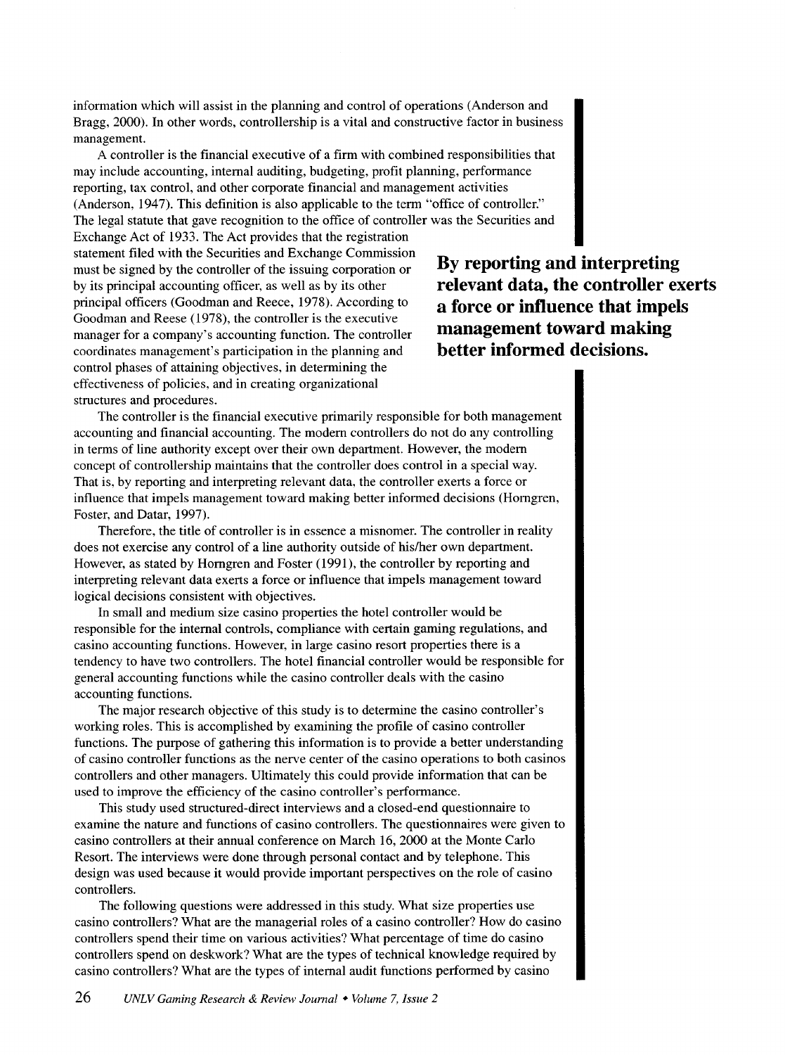information which will assist in the planning and control of operations (Anderson and Bragg, 2000). In other words, controllership is a vital and constructive factor in business management.

A controller is the financial executive of a firm with combined responsibilities that may include accounting, internal auditing, budgeting, profit planning, performance reporting, tax control, and other corporate financial and management activities (Anderson, 1947). This definition is also applicable to the term "office of controller." The legal statute that gave recognition to the office of controller was the Securities and Exchange Act of 1933. The Act provides that the registration statement filed with the Securities and Exchange Commission must be signed by the controller of the issuing corporation or by its principal accounting officer, as well as by its other principal officers (Goodman and Reece, 1978). According to Goodman and Reese (1978), the controller is the executive manager for a company's accounting function. The controller coordinates management's participation in the planning and control phases of attaining objectives, in determining the effectiveness of policies, and in creating organizational structures and procedures.

**By reporting and interpreting relevant data, the controller exerts a force or influence that impels management toward making better informed decisions.**

The controller is the financial executive primarily responsible for both management accounting and financial accounting. The modern controllers do not do any controlling in terms of line authority except over their own department. However, the modern concept of controllership maintains that the controller does control in a special way. That is, by reporting and interpreting relevant data, the controller exerts a force or influence that impels management toward making better informed decisions (Horngren, Foster, and Datar, 1997).

Therefore, the title of controller is in essence a misnomer. The controller in reality does not exercise any control of a line authority outside of his/her own department. However, as stated by Horngren and Foster (1991), the controller by reporting and interpreting relevant data exerts a force or influence that impels management toward logical decisions consistent with objectives.

In small and medium size casino properties the hotel controller would be responsible for the internal controls, compliance with certain gaming regulations, and casino accounting functions. However, in large casino resort properties there is a tendency to have two controllers. The hotel financial controller would be responsible for general accounting functions while the casino controller deals with the casino accounting functions.

The major research objective of this study is to determine the casino controller's working roles. This is accomplished by examining the profile of casino controller functions. The purpose of gathering this information is to provide a better understanding of casino controller functions as the nerve center of the casino operations to both casinos controllers and other managers. Ultimately this could provide information that can be used to improve the efficiency of the casino controller's performance.

This study used structured-direct interviews and a closed-end questionnaire to examine the nature and functions of casino controllers. The questionnaires were given to casino controllers at their annual conference on March 16, 2000 at the Monte Carlo Resort. The interviews were done through personal contact and by telephone. This design was used because it would provide important perspectives on the role of casino controllers.

The following questions were addressed in this study. What size properties use casino controllers? What are the managerial roles of a casino controller? How do casino controllers spend their time on various activities? What percentage of time do casino controllers spend on deskwork? What are the types of technical knowledge required by casino controllers? What are the types of internal audit functions performed by casino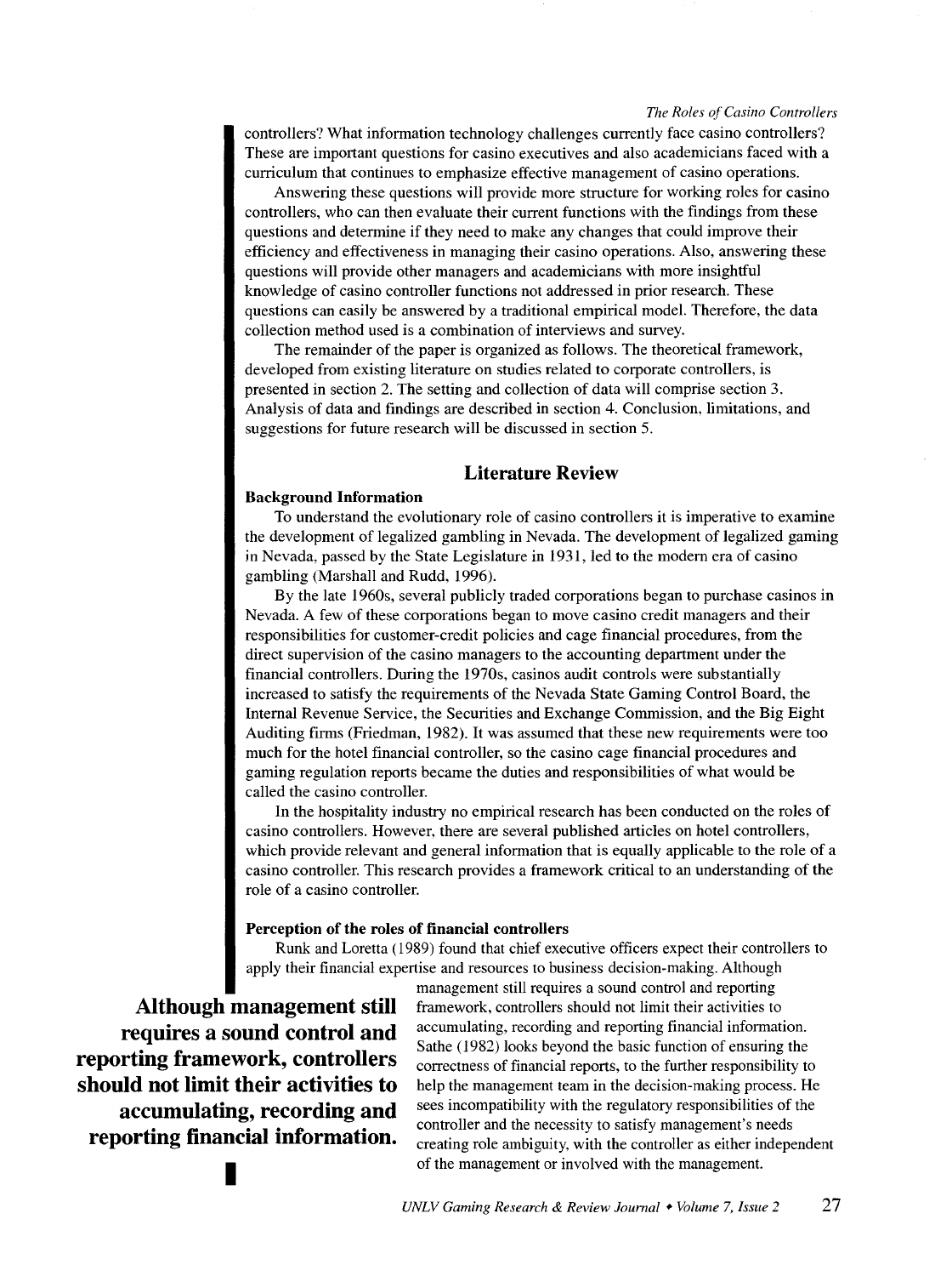controllers? What information technology challenges currently face casino controllers? These are important questions for casino executives and also academicians faced with a curriculum that continues to emphasize effective management of casino operations.

Answering these questions will provide more structure for working roles for casino controllers, who can then evaluate their current functions with the findings from these questions and determine if they need to make any changes that could improve their efficiency and effectiveness in managing their casino operations. Also, answering these questions will provide other managers and academicians with more insightful knowledge of casino controller functions not addressed in prior research. These questions can easily be answered by a traditional empirical model. Therefore, the data collection method used is a combination of interviews and survey.

The remainder of the paper is organized as follows. The theoretical framework, developed from existing literature on studies related to corporate controllers, is presented in section 2. The setting and collection of data will comprise section 3. Analysis of data and findings are described in section 4. Conclusion, limitations, and suggestions for future research will be discussed in section 5.

## Literature Review

### Background Information

To understand the evolutionary role of casino controllers it is imperative to examine the development of legalized gambling in Nevada. The development of legalized gaming in Nevada, passed by the State Legislature in 1931, led to the modern era of casino gambling (Marshall and Rudd, 1996).

By the late 1960s, several publicly traded corporations began to purchase casinos in Nevada. A few of these corporations began to move casino credit managers and their responsibilities for customer-credit policies and cage financial procedures, from the direct supervision of the casino managers to the accounting department under the financial controllers. During the 1970s, casinos audit controls were substantially increased to satisfy the requirements of the Nevada State Gaming Control Board, the Internal Revenue Service, the Securities and Exchange Commission, and the Big Eight Auditing firms (Friedman, 1982). It was assumed that these new requirements were too much for the hotel financial controller, so the casino cage financial procedures and gaming regulation reports became the duties and responsibilities of what would be called the casino controller.

In the hospitality industry no empirical research has been conducted on the roles of casino controllers. However, there are several published articles on hotel controllers, which provide relevant and general information that is equally applicable to the role of a casino controller. This research provides a framework critical to an understanding of the role of a casino controller.

### Perception of the roles of financial controllers

Runk and Loretta (1989) found that chief executive officers expect their controllers to apply their financial expertise and resources to business decision-making. Although management still requires a sound control and reporting framework, controllers should not limit their activities to accumulating, recording and reporting financial information. Sathe (1982) looks beyond the basic function of ensuring the correctness of financial reports, to the further responsibility to help the management team in the decision-making process. He sees incompatibility with the regulatory responsibilities of the controller and the necessity to satisfy management's needs creating role ambiguity, with the controller as either independent of the management or involved with the management.

**Although management still requires a sound control and reporting framework, controllers should not limit their activities to accumulating, recording and reporting financial information.**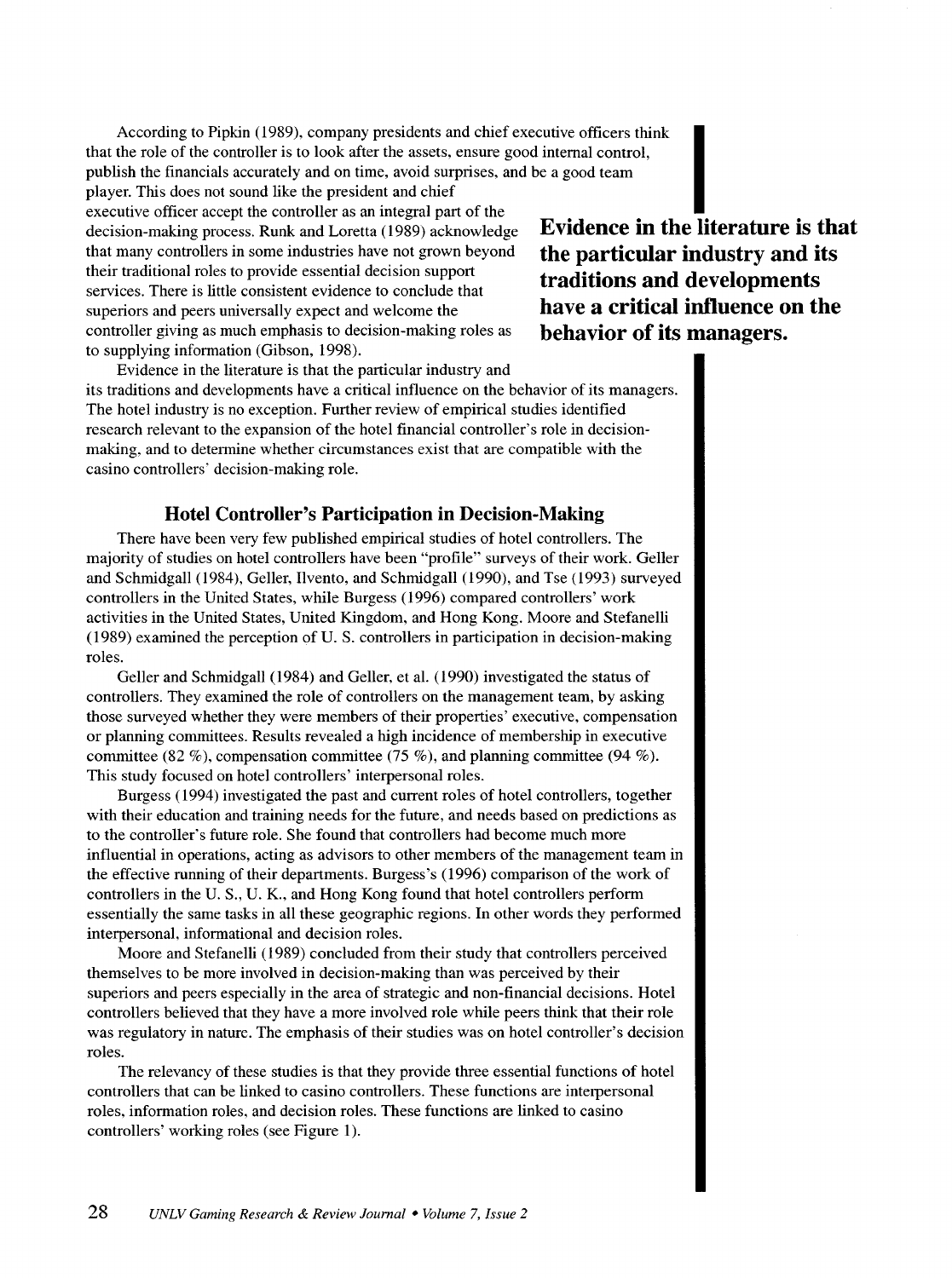According to Pipkin (1989), company presidents and chief executive officers think that the role of the controller is to look after the assets, ensure good internal control, publish the financials accurately and on time, avoid surprises, and be a good team player. This does not sound like the president and chief executive officer accept the controller as an integral part of the decision-making process. Runk and Loretta (1989) acknowledge that many controllers in some industries have not grown beyond their traditional roles to provide essential decision support services. There is little consistent evidence to conclude that superiors and peers universally expect and welcome the controller giving as much emphasis to decision-making roles as to supplying information (Gibson, 1998).

**Evidence in the literature is that the particular industry and its traditions and developments have a critical influence on the behavior of its managers.**

Evidence in the literature is that the particular industry and its traditions and developments have a critical influence on the behavior of its managers. The hotel industry is no exception. Further review of empirical studies identified research relevant to the expansion of the hotel financial controller's role in decision-making, and to determine whether circumstances exist that are compatible with the casino controllers' decision-making role.

### Hotel Controller's Participation in Decision-Making

There have been very few published empirical studies of hotel controllers. The majority of studies on hotel controllers have been "profile" surveys of their work. Geller and Schmidgall (1984), Geller, Ilvento, and Schmidgall (1990), and Tse (1993) surveyed controllers in the United States, while Burgess (1996) compared controllers' work activities in the United States, United Kingdom, and Hong Kong. Moore and Stefanelli (1989) examined the perception of U. S. controllers in participation in decision-making roles.

Geller and Schmidgall (1984) and Geller, et al. (1990) investigated the status of controllers. They examined the role of controllers on the management team, by asking those surveyed whether they were members of their properties' executive, compensation or planning committees. Results revealed a high incidence of membership in executive committee (82 %), compensation committee (75 %), and planning committee (94 %). This study focused on hotel controllers' interpersonal roles.

Burgess (1994) investigated the past and current roles of hotel controllers, together with their education and training needs for the future, and needs based on predictions as to the controller's future role. She found that controllers had become much more influential in operations, acting as advisors to other members of the management team in the effective running of their departments. Burgess's (1996) comparison of the work of controllers in the U. S., U. K., and Hong Kong found that hotel controllers perform essentially the same tasks in all these geographic regions. In other words they performed interpersonal, informational and decision roles.

Moore and Stefanelli (1989) concluded from their study that controllers perceived themselves to be more involved in decision-making than was perceived by their superiors and peers especially in the area of strategic and non-financial decisions. Hotel controllers believed that they have a more involved role while peers think that their role was regulatory in nature. The emphasis of their studies was on hotel controller's decision roles.

The relevancy of these studies is that they provide three essential functions of hotel controllers that can be linked to casino controllers. These functions are interpersonal roles, information roles, and decision roles. These functions are linked to casino controllers' working roles (see Figure 1).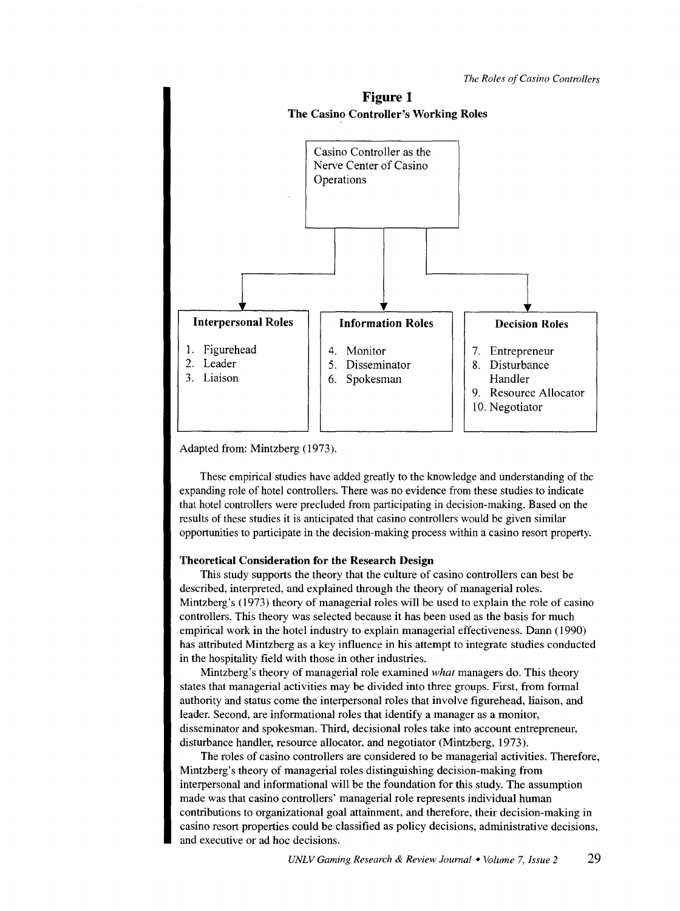**Figure 1**

**The Casino Controller's Working Roles**

Casino Controller as the Nerve Center of Casino Operations

| **Interpersonal Roles** | **Information Roles** | **Decision Roles** |
| --- | --- | --- |
| 1. Figurehead | 4. Monitor | 7. Entrepreneur |
| 2. Leader | 5. Disseminator | 8. Disturbance Handler |
| 3. Liaison | 6. Spokesman | 9. Resource Allocator |
| | | 10. Negotiator |

Adapted from: Mintzberg (1973).

These empirical studies have added greatly to the knowledge and understanding of the expanding role of hotel controllers. There was no evidence from these studies to indicate that hotel controllers were precluded from participating in decision-making. Based on the results of these studies it is anticipated that casino controllers would be given similar opportunities to participate in the decision-making process within a casino resort property.

### Theoretical Consideration for the Research Design

This study supports the theory that the culture of casino controllers can best be described, interpreted, and explained through the theory of managerial roles. Mintzberg's (1973) theory of managerial roles will be used to explain the role of casino controllers. This theory was selected because it has been used as the basis for much empirical work in the hotel industry to explain managerial effectiveness. Dann (1990) has attributed Mintzberg as a key influence in his attempt to integrate studies conducted in the hospitality field with those in other industries.

Mintzberg's theory of managerial role examined *what* managers do. This theory states that managerial activities may be divided into three groups. First, from formal authority and status come the interpersonal roles that involve figurehead, liaison, and leader. Second, are informational roles that identify a manager as a monitor, disseminator and spokesman. Third, decisional roles take into account entrepreneur, disturbance handler, resource allocator, and negotiator (Mintzberg, 1973).

The roles of casino controllers are considered to be managerial activities. Therefore, Mintzberg's theory of managerial roles distinguishing decision-making from interpersonal and informational will be the foundation for this study. The assumption made was that casino controllers' managerial role represents individual human contributions to organizational goal attainment, and therefore, their decision-making in casino resort properties could be classified as policy decisions, administrative decisions, and executive or ad hoc decisions.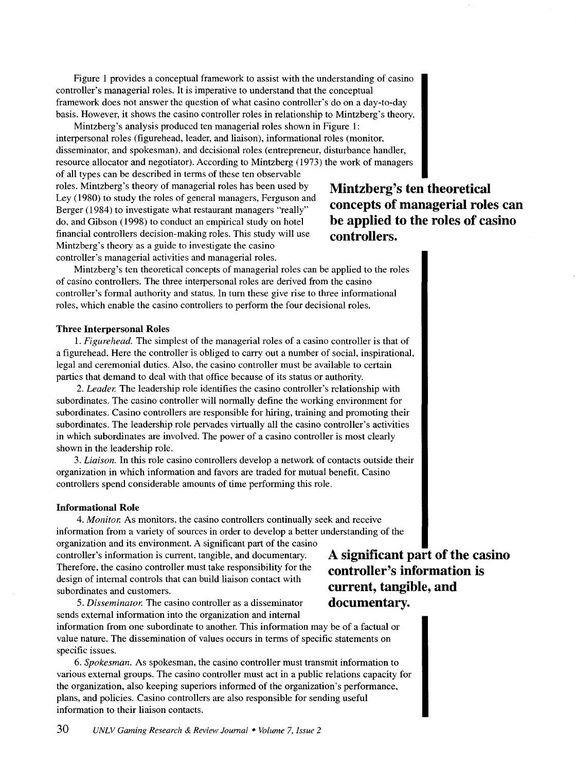Figure 1 provides a conceptual framework to assist with the understanding of casino controller's managerial roles. It is imperative to understand that the conceptual framework does not answer the question of what casino controller's do on a day-to-day basis. However, it shows the casino controller roles in relationship to Mintzberg's theory.

Mintzberg's analysis produced ten managerial roles shown in Figure 1: interpersonal roles (figurehead, leader, and liaison), informational roles (monitor, disseminator, and spokesman), and decisional roles (entrepreneur, disturbance handler, resource allocator and negotiator). According to Mintzberg (1973) the work of managers of all types can be described in terms of these ten observable roles. Mintzberg's theory of managerial roles has been used by Ley (1980) to study the roles of general managers, Ferguson and Berger (1984) to investigate what restaurant managers "really" do, and Gibson (1998) to conduct an empirical study on hotel financial controllers decision-making roles. This study will use Mintzberg's theory as a guide to investigate the casino controller's managerial activities and managerial roles.

**Mintzberg's ten theoretical concepts of managerial roles can be applied to the roles of casino controllers.**

Mintzberg's ten theoretical concepts of managerial roles can be applied to the roles of casino controllers. The three interpersonal roles are derived from the casino controller's formal authority and status. In turn these give rise to three informational roles, which enable the casino controllers to perform the four decisional roles.

#### Three Interpersonal Roles

1. *Figurehead.* The simplest of the managerial roles of a casino controller is that of a figurehead. Here the controller is obliged to carry out a number of social, inspirational, legal and ceremonial duties. Also, the casino controller must be available to certain parties that demand to deal with that office because of its status or authority.

2. *Leader.* The leadership role identifies the casino controller's relationship with subordinates. The casino controller will normally define the working environment for subordinates. Casino controllers are responsible for hiring, training and promoting their subordinates. The leadership role pervades virtually all the casino controller's activities in which subordinates are involved. The power of a casino controller is most clearly shown in the leadership role.

3. *Liaison.* In this role casino controllers develop a network of contacts outside their organization in which information and favors are traded for mutual benefit. Casino controllers spend considerable amounts of time performing this role.

#### Informational Role

4. *Monitor.* As monitors, the casino controllers continually seek and receive information from a variety of sources in order to develop a better understanding of the organization and its environment. A significant part of the casino controller's information is current, tangible, and documentary. Therefore, the casino controller must take responsibility for the design of internal controls that can build liaison contact with subordinates and customers.

**A significant part of the casino controller's information is current, tangible, and documentary.**

5. *Disseminator.* The casino controller as a disseminator sends external information into the organization and internal information from one subordinate to another. This information may be of a factual or value nature. The dissemination of values occurs in terms of specific statements on specific issues.

6. *Spokesman.* As spokesman, the casino controller must transmit information to various external groups. The casino controller must act in a public relations capacity for the organization, also keeping superiors informed of the organization's performance, plans, and policies. Casino controllers are also responsible for sending useful information to their liaison contacts.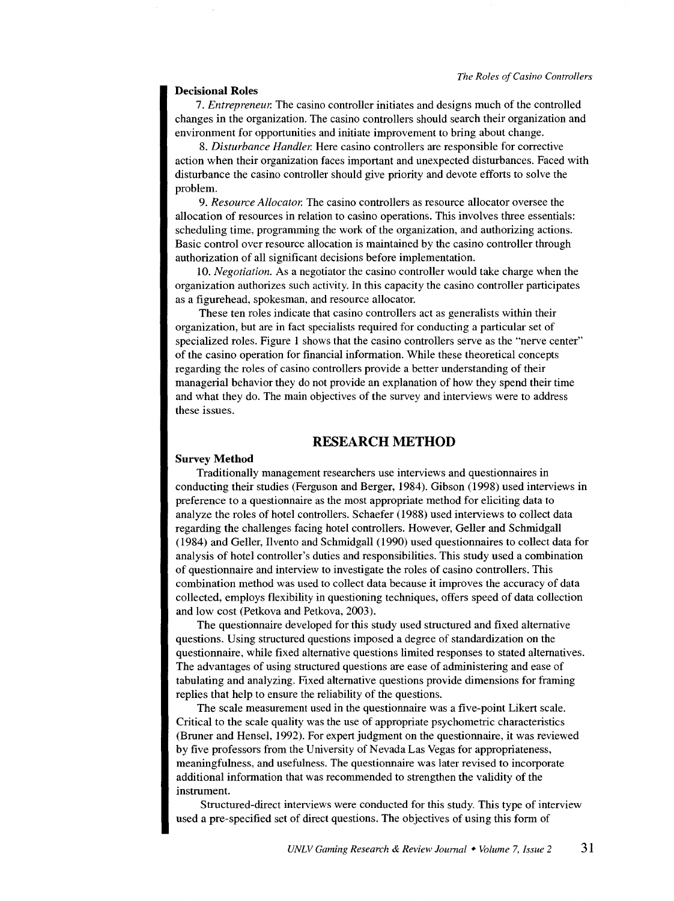### Decisional Roles

7. *Entrepreneur.* The casino controller initiates and designs much of the controlled changes in the organization. The casino controllers should search their organization and environment for opportunities and initiate improvement to bring about change.

8. *Disturbance Handler.* Here casino controllers are responsible for corrective action when their organization faces important and unexpected disturbances. Faced with disturbance the casino controller should give priority and devote efforts to solve the problem.

9. *Resource Allocator.* The casino controllers as resource allocator oversee the allocation of resources in relation to casino operations. This involves three essentials: scheduling time, programming the work of the organization, and authorizing actions. Basic control over resource allocation is maintained by the casino controller through authorization of all significant decisions before implementation.

10. *Negotiation.* As a negotiator the casino controller would take charge when the organization authorizes such activity. In this capacity the casino controller participates as a figurehead, spokesman, and resource allocator.

These ten roles indicate that casino controllers act as generalists within their organization, but are in fact specialists required for conducting a particular set of specialized roles. Figure 1 shows that the casino controllers serve as the "nerve center" of the casino operation for financial information. While these theoretical concepts regarding the roles of casino controllers provide a better understanding of their managerial behavior they do not provide an explanation of how they spend their time and what they do. The main objectives of the survey and interviews were to address these issues.

## RESEARCH METHOD

### Survey Method

Traditionally management researchers use interviews and questionnaires in conducting their studies (Ferguson and Berger, 1984). Gibson (1998) used interviews in preference to a questionnaire as the most appropriate method for eliciting data to analyze the roles of hotel controllers. Schaefer (1988) used interviews to collect data regarding the challenges facing hotel controllers. However, Geller and Schmidgall (1984) and Geller, Ilvento and Schmidgall (1990) used questionnaires to collect data for analysis of hotel controller's duties and responsibilities. This study used a combination of questionnaire and interview to investigate the roles of casino controllers. This combination method was used to collect data because it improves the accuracy of data collected, employs flexibility in questioning techniques, offers speed of data collection and low cost (Petkova and Petkova, 2003).

The questionnaire developed for this study used structured and fixed alternative questions. Using structured questions imposed a degree of standardization on the questionnaire, while fixed alternative questions limited responses to stated alternatives. The advantages of using structured questions are ease of administering and ease of tabulating and analyzing. Fixed alternative questions provide dimensions for framing replies that help to ensure the reliability of the questions.

The scale measurement used in the questionnaire was a five-point Likert scale. Critical to the scale quality was the use of appropriate psychometric characteristics (Bruner and Hensel, 1992). For expert judgment on the questionnaire, it was reviewed by five professors from the University of Nevada Las Vegas for appropriateness, meaningfulness, and usefulness. The questionnaire was later revised to incorporate additional information that was recommended to strengthen the validity of the instrument.

Structured-direct interviews were conducted for this study. This type of interview used a pre-specified set of direct questions. The objectives of using this form of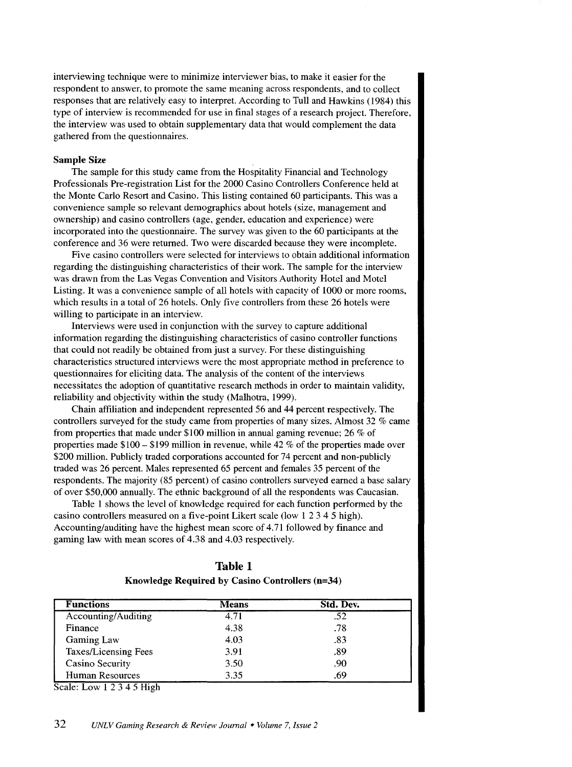interviewing technique were to minimize interviewer bias, to make it easier for the respondent to answer, to promote the same meaning across respondents, and to collect responses that are relatively easy to interpret. According to Tull and Hawkins (1984) this type of interview is recommended for use in final stages of a research project. Therefore, the interview was used to obtain supplementary data that would complement the data gathered from the questionnaires.

**Sample Size**

The sample for this study came from the Hospitality Financial and Technology Professionals Pre-registration List for the 2000 Casino Controllers Conference held at the Monte Carlo Resort and Casino. This listing contained 60 participants. This was a convenience sample so relevant demographics about hotels (size, management and ownership) and casino controllers (age, gender, education and experience) were incorporated into the questionnaire. The survey was given to the 60 participants at the conference and 36 were returned. Two were discarded because they were incomplete.

Five casino controllers were selected for interviews to obtain additional information regarding the distinguishing characteristics of their work. The sample for the interview was drawn from the Las Vegas Convention and Visitors Authority Hotel and Motel Listing. It was a convenience sample of all hotels with capacity of 1000 or more rooms, which results in a total of 26 hotels. Only five controllers from these 26 hotels were willing to participate in an interview.

Interviews were used in conjunction with the survey to capture additional information regarding the distinguishing characteristics of casino controller functions that could not readily be obtained from just a survey. For these distinguishing characteristics structured interviews were the most appropriate method in preference to questionnaires for eliciting data. The analysis of the content of the interviews necessitates the adoption of quantitative research methods in order to maintain validity, reliability and objectivity within the study (Malhotra, 1999).

Chain affiliation and independent represented 56 and 44 percent respectively. The controllers surveyed for the study came from properties of many sizes. Almost 32 % came from properties that made under $100 million in annual gaming revenue; 26 % of properties made $100 – $199 million in revenue, while 42 % of the properties made over $200 million. Publicly traded corporations accounted for 74 percent and non-publicly traded was 26 percent. Males represented 65 percent and females 35 percent of the respondents. The majority (85 percent) of casino controllers surveyed earned a base salary of over $50,000 annually. The ethnic background of all the respondents was Caucasian.

Table 1 shows the level of knowledge required for each function performed by the casino controllers measured on a five-point Likert scale (low 1 2 3 4 5 high). Accounting/auditing have the highest mean score of 4.71 followed by finance and gaming law with mean scores of 4.38 and 4.03 respectively.

**Table 1**

**Knowledge Required by Casino Controllers (n=34)**

| Functions | Means | Std. Dev. |
|---|---|---|
| Accounting/Auditing | 4.71 | .52 |
| Finance | 4.38 | .78 |
| Gaming Law | 4.03 | .83 |
| Taxes/Licensing Fees | 3.91 | .89 |
| Casino Security | 3.50 | .90 |
| Human Resources | 3.35 | .69 |

Scale: Low 1 2 3 4 5 High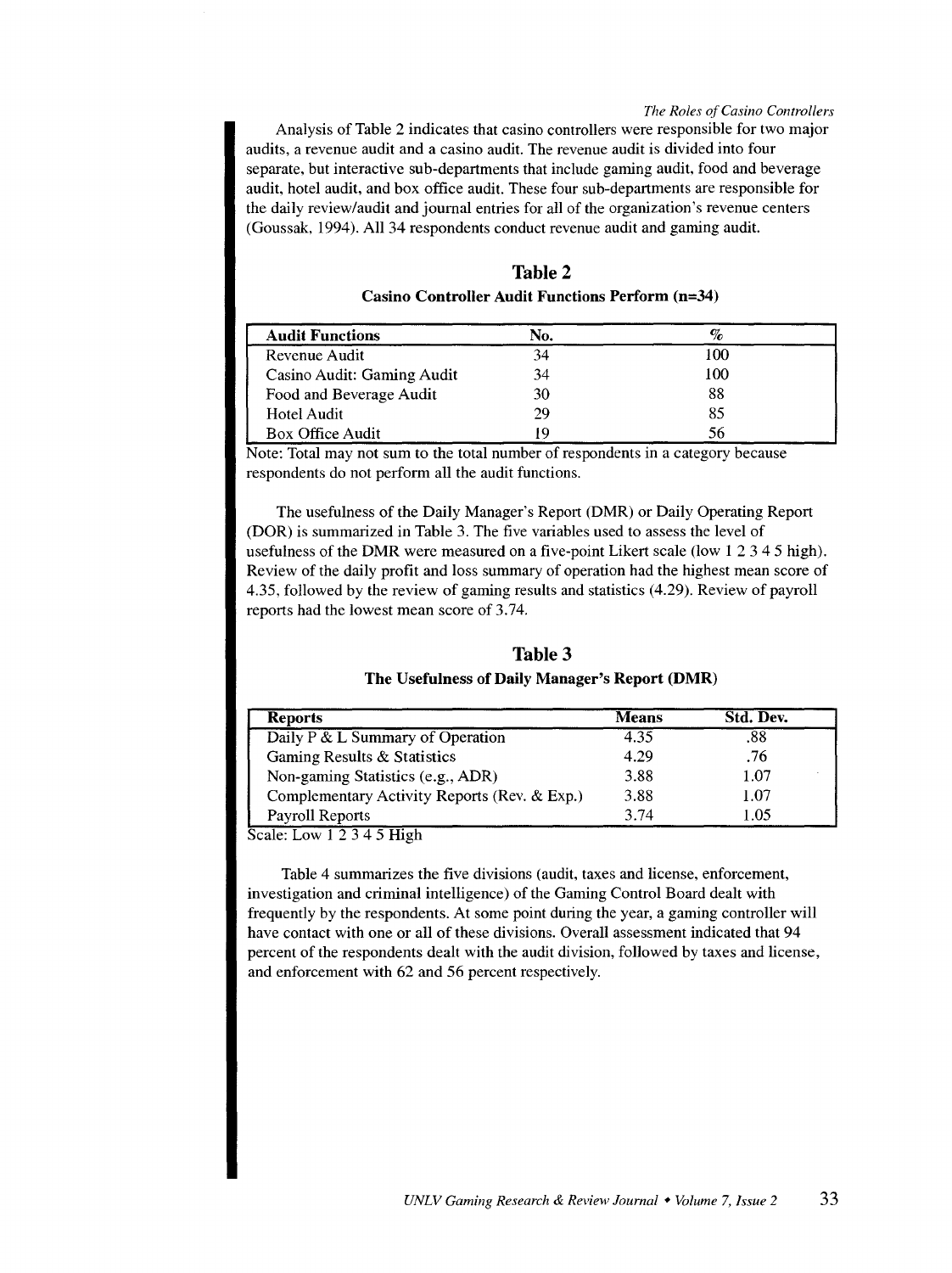Analysis of Table 2 indicates that casino controllers were responsible for two major audits, a revenue audit and a casino audit. The revenue audit is divided into four separate, but interactive sub-departments that include gaming audit, food and beverage audit, hotel audit, and box office audit. These four sub-departments are responsible for the daily review/audit and journal entries for all of the organization's revenue centers (Goussak, 1994). All 34 respondents conduct revenue audit and gaming audit.

**Table 2**

**Casino Controller Audit Functions Perform (n=34)**

| Audit Functions | No. | % |
|---|---|---|
| Revenue Audit | 34 | 100 |
| Casino Audit: Gaming Audit | 34 | 100 |
| Food and Beverage Audit | 30 | 88 |
| Hotel Audit | 29 | 85 |
| Box Office Audit | 19 | 56 |

Note: Total may not sum to the total number of respondents in a category because respondents do not perform all the audit functions.

The usefulness of the Daily Manager's Report (DMR) or Daily Operating Report (DOR) is summarized in Table 3. The five variables used to assess the level of usefulness of the DMR were measured on a five-point Likert scale (low 1 2 3 4 5 high). Review of the daily profit and loss summary of operation had the highest mean score of 4.35, followed by the review of gaming results and statistics (4.29). Review of payroll reports had the lowest mean score of 3.74.

**Table 3**

**The Usefulness of Daily Manager's Report (DMR)**

| Reports | Means | Std. Dev. |
|---|---|---|
| Daily P & L Summary of Operation | 4.35 | .88 |
| Gaming Results & Statistics | 4.29 | .76 |
| Non-gaming Statistics (e.g., ADR) | 3.88 | 1.07 |
| Complementary Activity Reports (Rev. & Exp.) | 3.88 | 1.07 |
| Payroll Reports | 3.74 | 1.05 |

Scale: Low 1 2 3 4 5 High

Table 4 summarizes the five divisions (audit, taxes and license, enforcement, investigation and criminal intelligence) of the Gaming Control Board dealt with frequently by the respondents. At some point during the year, a gaming controller will have contact with one or all of these divisions. Overall assessment indicated that 94 percent of the respondents dealt with the audit division, followed by taxes and license, and enforcement with 62 and 56 percent respectively.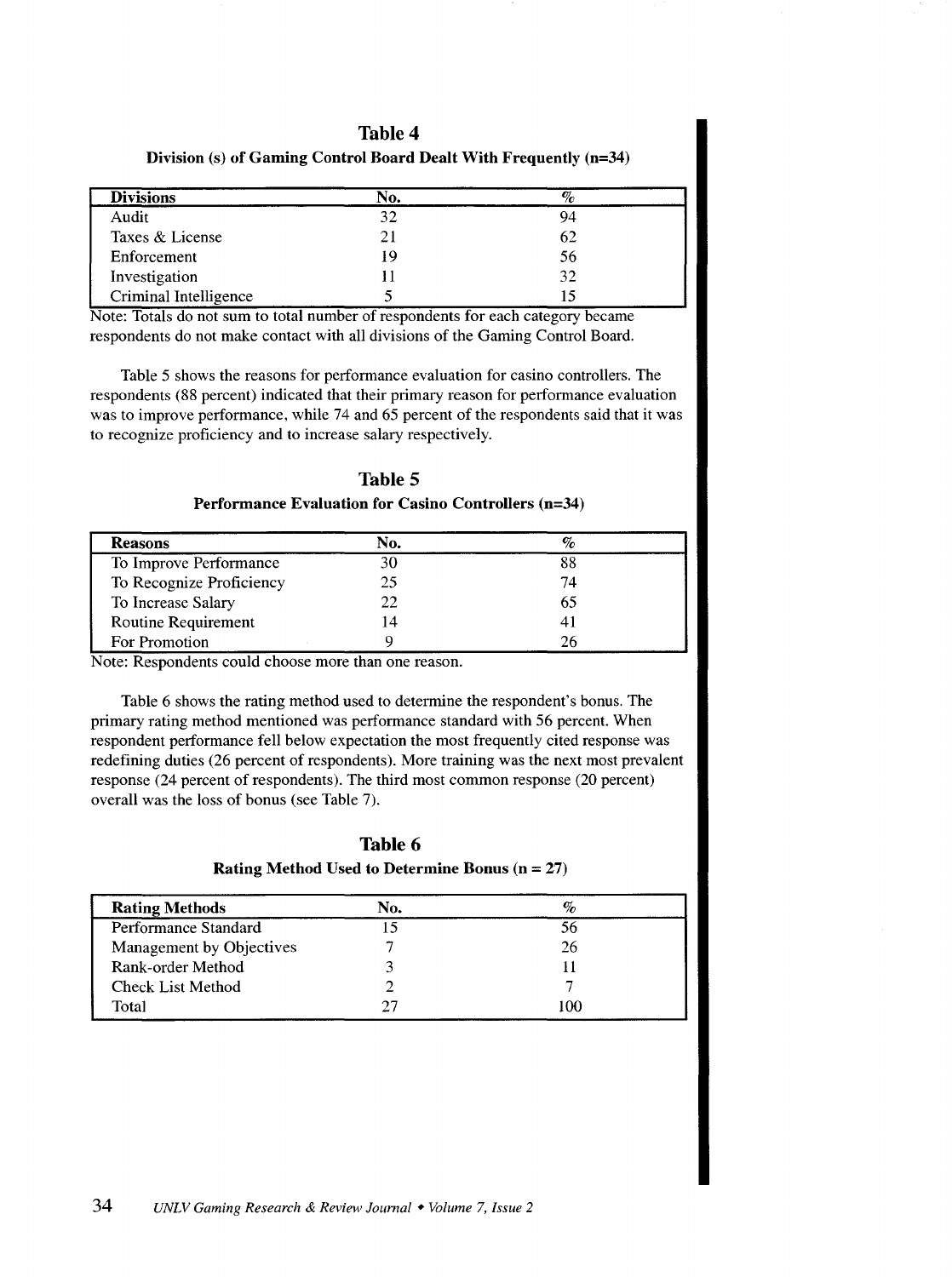**Table 4**

**Division (s) of Gaming Control Board Dealt With Frequently (n=34)**

| Divisions | No. | % |
|---|---|---|
| Audit | 32 | 94 |
| Taxes & License | 21 | 62 |
| Enforcement | 19 | 56 |
| Investigation | 11 | 32 |
| Criminal Intelligence | 5 | 15 |

Note: Totals do not sum to total number of respondents for each category became respondents do not make contact with all divisions of the Gaming Control Board.

Table 5 shows the reasons for performance evaluation for casino controllers. The respondents (88 percent) indicated that their primary reason for performance evaluation was to improve performance, while 74 and 65 percent of the respondents said that it was to recognize proficiency and to increase salary respectively.

**Table 5**

**Performance Evaluation for Casino Controllers (n=34)**

| Reasons | No. | % |
|---|---|---|
| To Improve Performance | 30 | 88 |
| To Recognize Proficiency | 25 | 74 |
| To Increase Salary | 22 | 65 |
| Routine Requirement | 14 | 41 |
| For Promotion | 9 | 26 |

Note: Respondents could choose more than one reason.

Table 6 shows the rating method used to determine the respondent's bonus. The primary rating method mentioned was performance standard with 56 percent. When respondent performance fell below expectation the most frequently cited response was redefining duties (26 percent of respondents). More training was the next most prevalent response (24 percent of respondents). The third most common response (20 percent) overall was the loss of bonus (see Table 7).

**Table 6**

**Rating Method Used to Determine Bonus (n = 27)**

| Rating Methods | No. | % |
|---|---|---|
| Performance Standard | 15 | 56 |
| Management by Objectives | 7 | 26 |
| Rank-order Method | 3 | 11 |
| Check List Method | 2 | 7 |
| Total | 27 | 100 |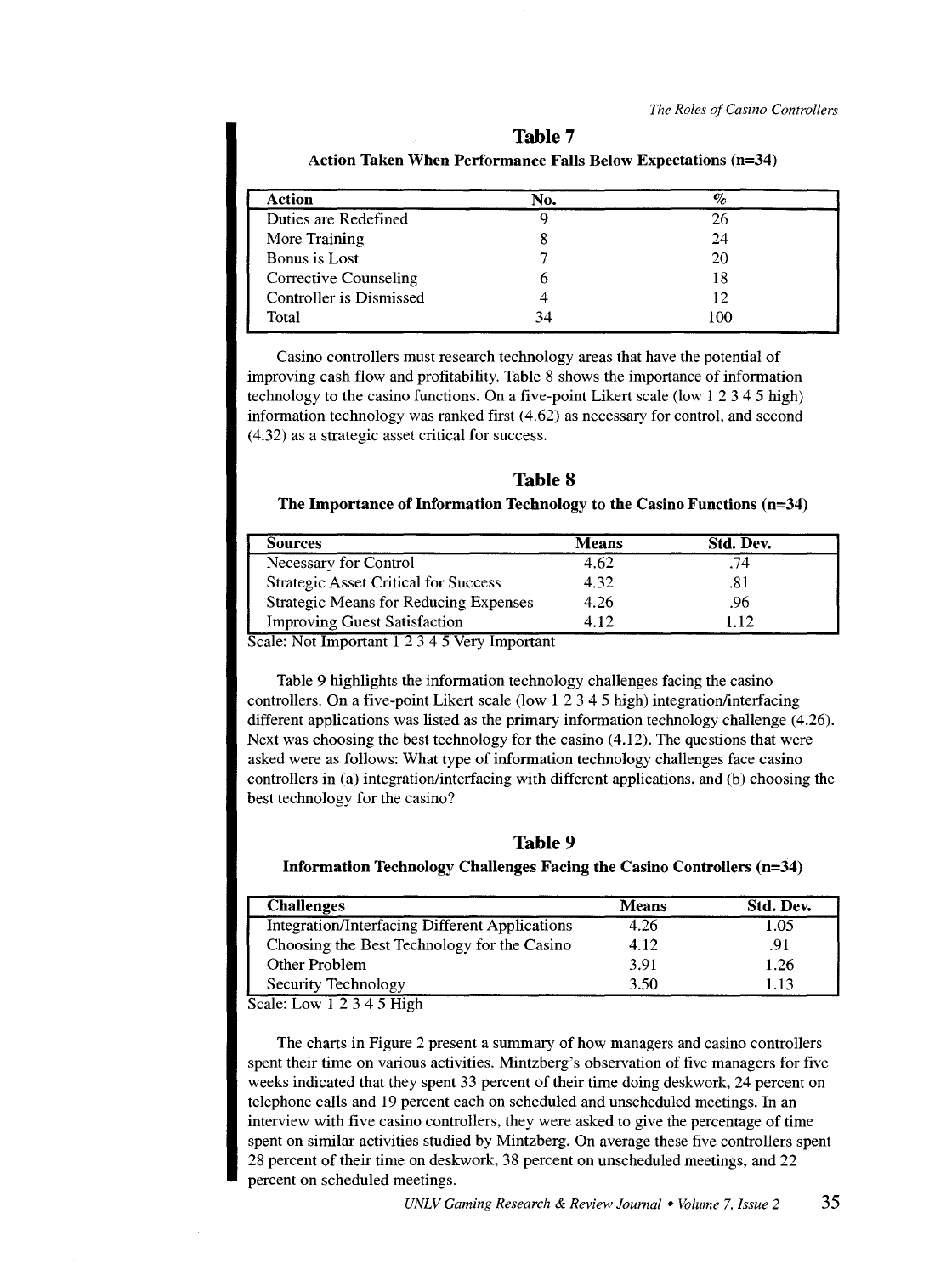## Table 7

**Action Taken When Performance Falls Below Expectations (n=34)**

| Action | No. | % |
|---|---|---|
| Duties are Redefined | 9 | 26 |
| More Training | 8 | 24 |
| Bonus is Lost | 7 | 20 |
| Corrective Counseling | 6 | 18 |
| Controller is Dismissed | 4 | 12 |
| Total | 34 | 100 |

Casino controllers must research technology areas that have the potential of improving cash flow and profitability. Table 8 shows the importance of information technology to the casino functions. On a five-point Likert scale (low 1 2 3 4 5 high) information technology was ranked first (4.62) as necessary for control, and second (4.32) as a strategic asset critical for success.

## Table 8

**The Importance of Information Technology to the Casino Functions (n=34)**

| Sources | Means | Std. Dev. |
|---|---|---|
| Necessary for Control | 4.62 | .74 |
| Strategic Asset Critical for Success | 4.32 | .81 |
| Strategic Means for Reducing Expenses | 4.26 | .96 |
| Improving Guest Satisfaction | 4.12 | 1.12 |

Scale: Not Important 1 2 3 4 5 Very Important

Table 9 highlights the information technology challenges facing the casino controllers. On a five-point Likert scale (low 1 2 3 4 5 high) integration/interfacing different applications was listed as the primary information technology challenge (4.26). Next was choosing the best technology for the casino (4.12). The questions that were asked were as follows: What type of information technology challenges face casino controllers in (a) integration/interfacing with different applications, and (b) choosing the best technology for the casino?

## Table 9

**Information Technology Challenges Facing the Casino Controllers (n=34)**

| Challenges | Means | Std. Dev. |
|---|---|---|
| Integration/Interfacing Different Applications | 4.26 | 1.05 |
| Choosing the Best Technology for the Casino | 4.12 | .91 |
| Other Problem | 3.91 | 1.26 |
| Security Technology | 3.50 | 1.13 |

Scale: Low 1 2 3 4 5 High

The charts in Figure 2 present a summary of how managers and casino controllers spent their time on various activities. Mintzberg's observation of five managers for five weeks indicated that they spent 33 percent of their time doing deskwork, 24 percent on telephone calls and 19 percent each on scheduled and unscheduled meetings. In an interview with five casino controllers, they were asked to give the percentage of time spent on similar activities studied by Mintzberg. On average these five controllers spent 28 percent of their time on deskwork, 38 percent on unscheduled meetings, and 22 percent on scheduled meetings.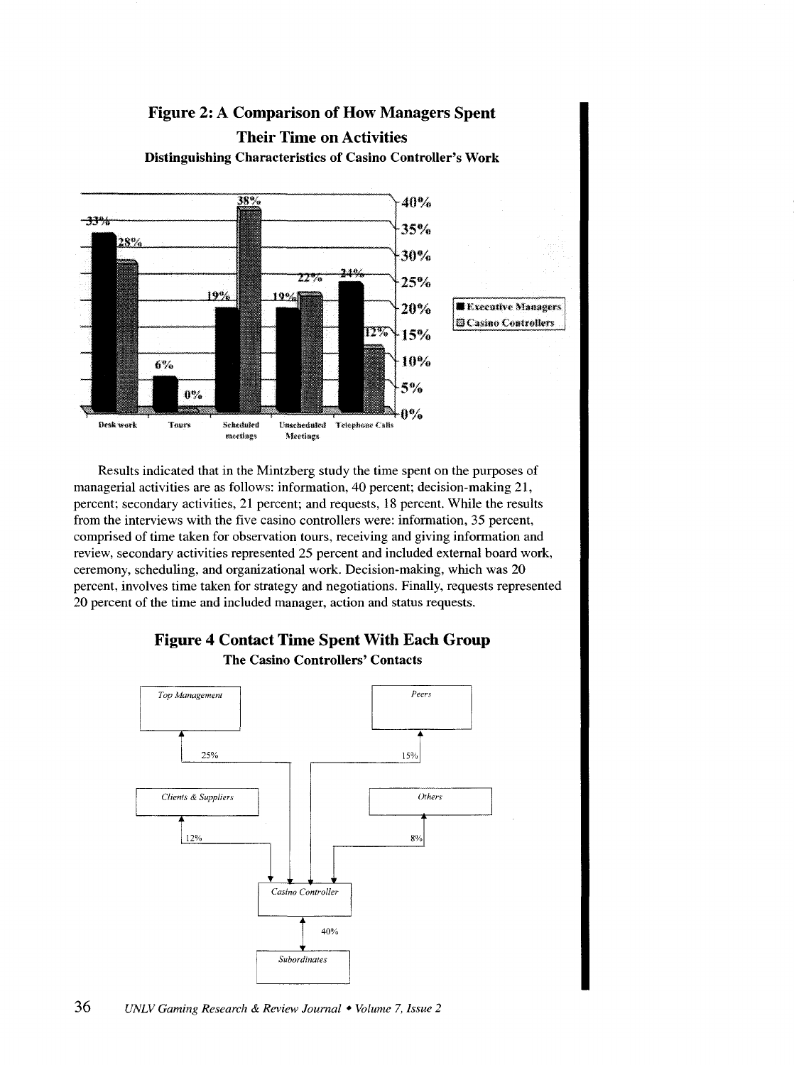## Figure 2: A Comparison of How Managers Spent Their Time on Activities

**Distinguishing Characteristics of Casino Controller's Work**

| Activity | Executive Managers | Casino Controllers |
|---|---|---|
| Desk work | 33% | 28% |
| Tours | 6% | 0% |
| Scheduled meetings | 19% | 38% |
| Unscheduled Meetings | 19% | 22% |
| Telephone Calls | 24% | 12% |

Results indicated that in the Mintzberg study the time spent on the purposes of managerial activities are as follows: information, 40 percent; decision-making 21, percent; secondary activities, 21 percent; and requests, 18 percent. While the results from the interviews with the five casino controllers were: information, 35 percent, comprised of time taken for observation tours, receiving and giving information and review, secondary activities represented 25 percent and included external board work, ceremony, scheduling, and organizational work. Decision-making, which was 20 percent, involves time taken for strategy and negotiations. Finally, requests represented 20 percent of the time and included manager, action and status requests.

## Figure 4 Contact Time Spent With Each Group

**The Casino Controllers' Contacts**

| Contact Group | Casino Controller Contact Time |
|---|---|
| Top Management | 25% |
| Peers | 15% |
| Clients & Suppliers | 12% |
| Others | 8% |
| Subordinates | 40% |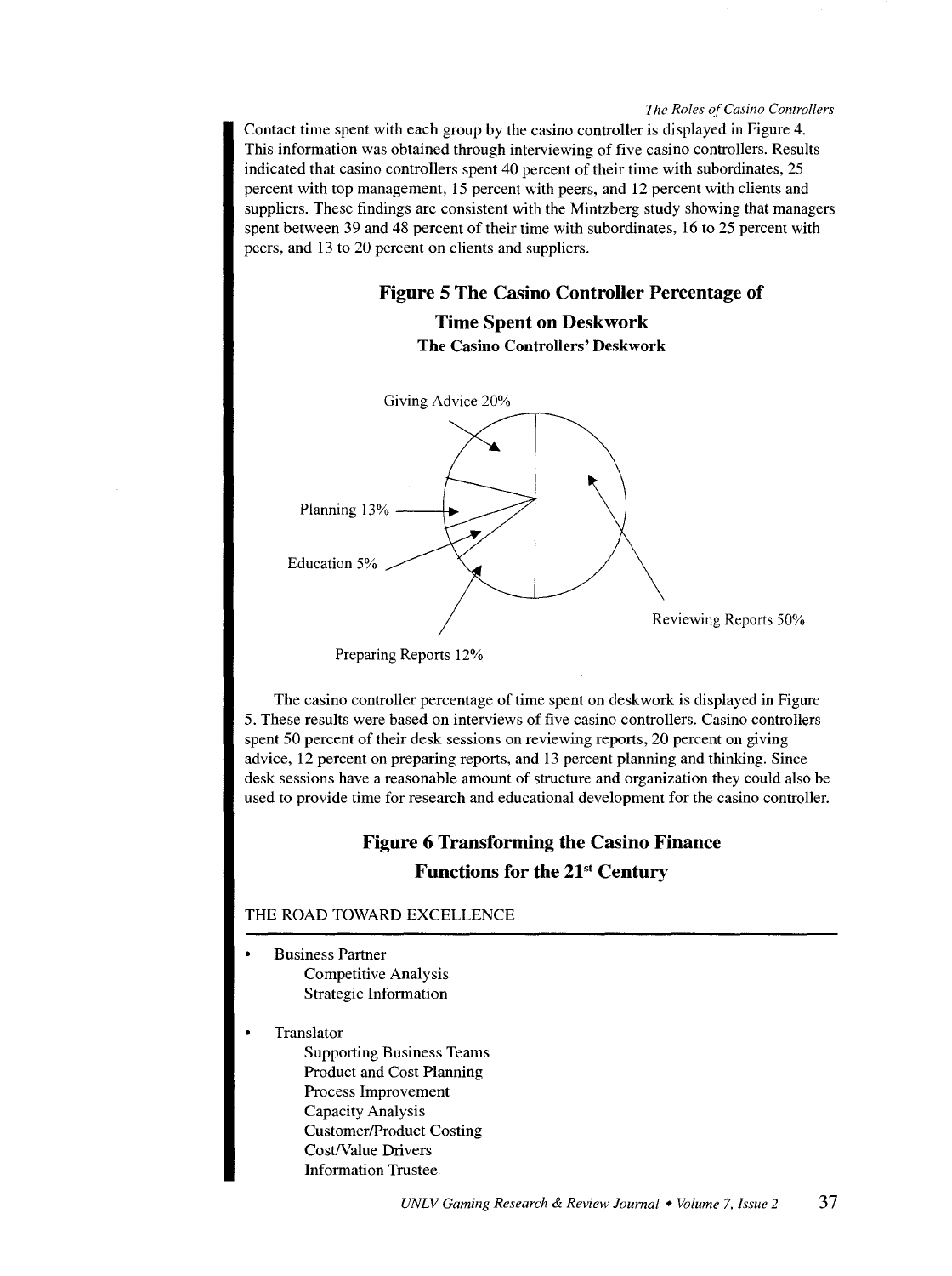Contact time spent with each group by the casino controller is displayed in Figure 4. This information was obtained through interviewing of five casino controllers. Results indicated that casino controllers spent 40 percent of their time with subordinates, 25 percent with top management, 15 percent with peers, and 12 percent with clients and suppliers. These findings are consistent with the Mintzberg study showing that managers spent between 39 and 48 percent of their time with subordinates, 16 to 25 percent with peers, and 13 to 20 percent on clients and suppliers.

## Figure 5 The Casino Controller Percentage of Time Spent on Deskwork

**The Casino Controllers' Deskwork**

Giving Advice 20%

Planning 13%

Education 5%

Preparing Reports 12%

Reviewing Reports 50%

The casino controller percentage of time spent on deskwork is displayed in Figure 5. These results were based on interviews of five casino controllers. Casino controllers spent 50 percent of their desk sessions on reviewing reports, 20 percent on giving advice, 12 percent on preparing reports, and 13 percent planning and thinking. Since desk sessions have a reasonable amount of structure and organization they could also be used to provide time for research and educational development for the casino controller.

## Figure 6 Transforming the Casino Finance Functions for the 21st Century

THE ROAD TOWARD EXCELLENCE

- Business Partner
  - Competitive Analysis
  - Strategic Information
- Translator
  - Supporting Business Teams
  - Product and Cost Planning
  - Process Improvement
  - Capacity Analysis
  - Customer/Product Costing
  - Cost/Value Drivers
  - Information Trustee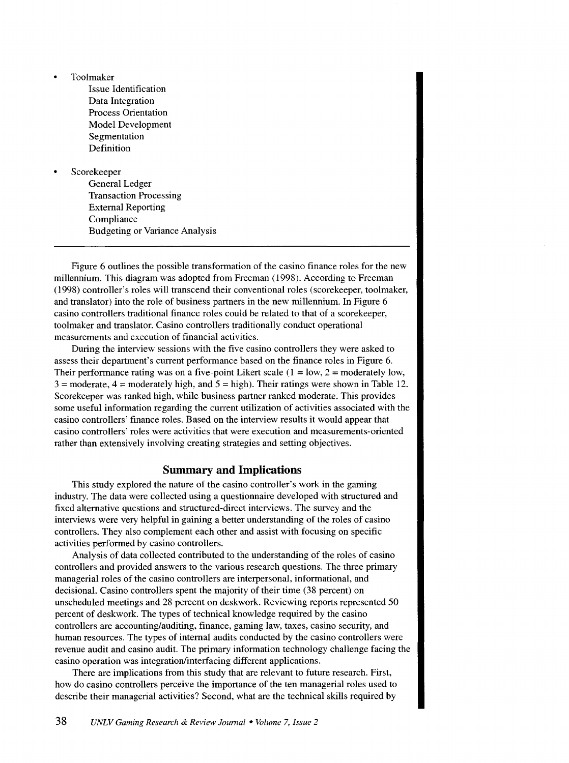- Toolmaker
  - Issue Identification
  - Data Integration
  - Process Orientation
  - Model Development
  - Segmentation
  - Definition

- Scorekeeper
  - General Ledger
  - Transaction Processing
  - External Reporting
  - Compliance
  - Budgeting or Variance Analysis

---

Figure 6 outlines the possible transformation of the casino finance roles for the new millennium. This diagram was adopted from Freeman (1998). According to Freeman (1998) controller's roles will transcend their conventional roles (scorekeeper, toolmaker, and translator) into the role of business partners in the new millennium. In Figure 6 casino controllers traditional finance roles could be related to that of a scorekeeper, toolmaker and translator. Casino controllers traditionally conduct operational measurements and execution of financial activities.

During the interview sessions with the five casino controllers they were asked to assess their department's current performance based on the finance roles in Figure 6. Their performance rating was on a five-point Likert scale (1 = low, 2 = moderately low, 3 = moderate, 4 = moderately high, and 5 = high). Their ratings were shown in Table 12. Scorekeeper was ranked high, while business partner ranked moderate. This provides some useful information regarding the current utilization of activities associated with the casino controllers' finance roles. Based on the interview results it would appear that casino controllers' roles were activities that were execution and measurements-oriented rather than extensively involving creating strategies and setting objectives.

## Summary and Implications

This study explored the nature of the casino controller's work in the gaming industry. The data were collected using a questionnaire developed with structured and fixed alternative questions and structured-direct interviews. The survey and the interviews were very helpful in gaining a better understanding of the roles of casino controllers. They also complement each other and assist with focusing on specific activities performed by casino controllers.

Analysis of data collected contributed to the understanding of the roles of casino controllers and provided answers to the various research questions. The three primary managerial roles of the casino controllers are interpersonal, informational, and decisional. Casino controllers spent the majority of their time (38 percent) on unscheduled meetings and 28 percent on deskwork. Reviewing reports represented 50 percent of deskwork. The types of technical knowledge required by the casino controllers are accounting/auditing, finance, gaming law, taxes, casino security, and human resources. The types of internal audits conducted by the casino controllers were revenue audit and casino audit. The primary information technology challenge facing the casino operation was integration/interfacing different applications.

There are implications from this study that are relevant to future research. First, how do casino controllers perceive the importance of the ten managerial roles used to describe their managerial activities? Second, what are the technical skills required by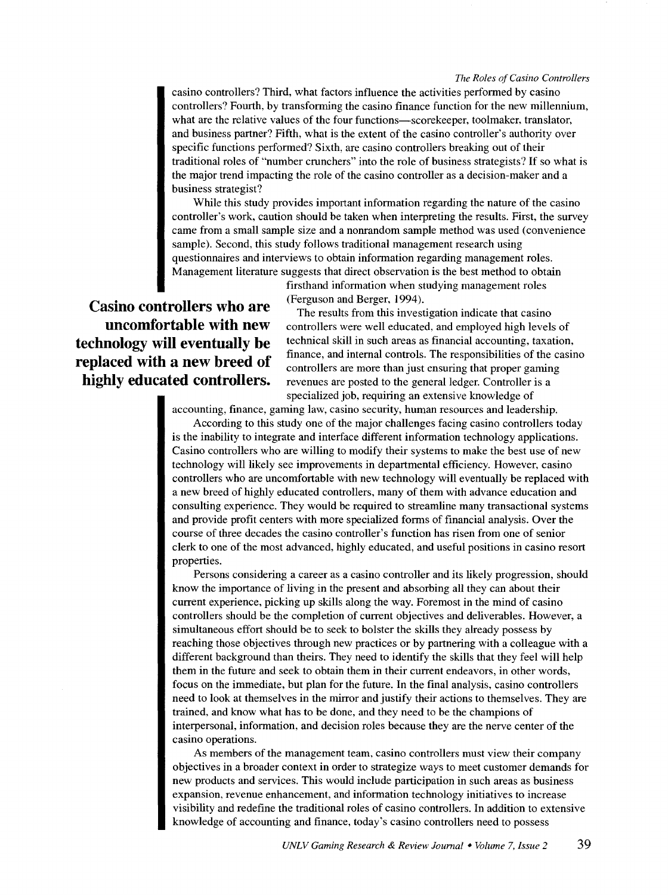casino controllers? Third, what factors influence the activities performed by casino controllers? Fourth, by transforming the casino finance function for the new millennium, what are the relative values of the four functions—scorekeeper, toolmaker, translator, and business partner? Fifth, what is the extent of the casino controller's authority over specific functions performed? Sixth, are casino controllers breaking out of their traditional roles of "number crunchers" into the role of business strategists? If so what is the major trend impacting the role of the casino controller as a decision-maker and a business strategist?

While this study provides important information regarding the nature of the casino controller's work, caution should be taken when interpreting the results. First, the survey came from a small sample size and a nonrandom sample method was used (convenience sample). Second, this study follows traditional management research using questionnaires and interviews to obtain information regarding management roles. Management literature suggests that direct observation is the best method to obtain firsthand information when studying management roles (Ferguson and Berger, 1994).

**Casino controllers who are uncomfortable with new technology will eventually be replaced with a new breed of highly educated controllers.**

The results from this investigation indicate that casino controllers were well educated, and employed high levels of technical skill in such areas as financial accounting, taxation, finance, and internal controls. The responsibilities of the casino controllers are more than just ensuring that proper gaming revenues are posted to the general ledger. Controller is a specialized job, requiring an extensive knowledge of accounting, finance, gaming law, casino security, human resources and leadership.

According to this study one of the major challenges facing casino controllers today is the inability to integrate and interface different information technology applications. Casino controllers who are willing to modify their systems to make the best use of new technology will likely see improvements in departmental efficiency. However, casino controllers who are uncomfortable with new technology will eventually be replaced with a new breed of highly educated controllers, many of them with advance education and consulting experience. They would be required to streamline many transactional systems and provide profit centers with more specialized forms of financial analysis. Over the course of three decades the casino controller's function has risen from one of senior clerk to one of the most advanced, highly educated, and useful positions in casino resort properties.

Persons considering a career as a casino controller and its likely progression, should know the importance of living in the present and absorbing all they can about their current experience, picking up skills along the way. Foremost in the mind of casino controllers should be the completion of current objectives and deliverables. However, a simultaneous effort should be to seek to bolster the skills they already possess by reaching those objectives through new practices or by partnering with a colleague with a different background than theirs. They need to identify the skills that they feel will help them in the future and seek to obtain them in their current endeavors, in other words, focus on the immediate, but plan for the future. In the final analysis, casino controllers need to look at themselves in the mirror and justify their actions to themselves. They are trained, and know what has to be done, and they need to be the champions of interpersonal, information, and decision roles because they are the nerve center of the casino operations.

As members of the management team, casino controllers must view their company objectives in a broader context in order to strategize ways to meet customer demands for new products and services. This would include participation in such areas as business expansion, revenue enhancement, and information technology initiatives to increase visibility and redefine the traditional roles of casino controllers. In addition to extensive knowledge of accounting and finance, today's casino controllers need to possess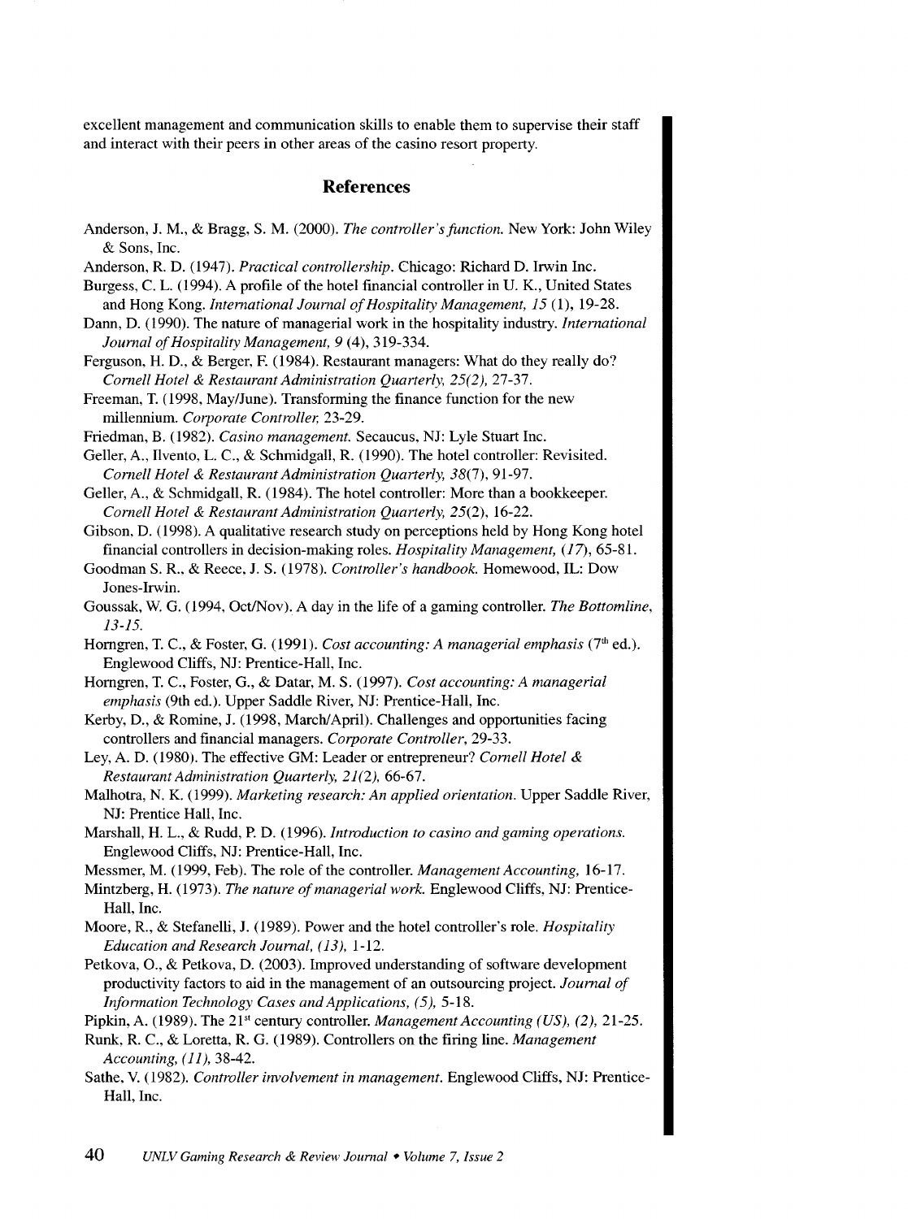excellent management and communication skills to enable them to supervise their staff and interact with their peers in other areas of the casino resort property.

## References

Anderson, J. M., & Bragg, S. M. (2000). *The controller's function.* New York: John Wiley & Sons, Inc.

Anderson, R. D. (1947). *Practical controllership.* Chicago: Richard D. Irwin Inc.

Burgess, C. L. (1994). A profile of the hotel financial controller in U. K., United States and Hong Kong. *International Journal of Hospitality Management, 15* (1), 19-28.

Dann, D. (1990). The nature of managerial work in the hospitality industry. *International Journal of Hospitality Management, 9* (4), 319-334.

Ferguson, H. D., & Berger, F. (1984). Restaurant managers: What do they really do? *Cornell Hotel & Restaurant Administration Quarterly, 25(2),* 27-37.

Freeman, T. (1998, May/June). Transforming the finance function for the new millennium. *Corporate Controller,* 23-29.

Friedman, B. (1982). *Casino management.* Secaucus, NJ: Lyle Stuart Inc.

Geller, A., Ilvento, L. C., & Schmidgall, R. (1990). The hotel controller: Revisited. *Cornell Hotel & Restaurant Administration Quarterly, 38*(7), 91-97.

Geller, A., & Schmidgall, R. (1984). The hotel controller: More than a bookkeeper. *Cornell Hotel & Restaurant Administration Quarterly,* 25(2), 16-22.

Gibson, D. (1998). A qualitative research study on perceptions held by Hong Kong hotel financial controllers in decision-making roles. *Hospitality Management, (17),* 65-81.

Goodman S. R., & Reece, J. S. (1978). *Controller's handbook.* Homewood, IL: Dow Jones-Irwin.

Goussak, W. G. (1994, Oct/Nov). A day in the life of a gaming controller. *The Bottomline, 13-15.*

Horngren, T. C., & Foster, G. (1991). *Cost accounting: A managerial emphasis* (7th ed.). Englewood Cliffs, NJ: Prentice-Hall, Inc.

Horngren, T. C., Foster, G., & Datar, M. S. (1997). *Cost accounting: A managerial emphasis* (9th ed.). Upper Saddle River, NJ: Prentice-Hall, Inc.

Kerby, D., & Romine, J. (1998, March/April). Challenges and opportunities facing controllers and financial managers. *Corporate Controller,* 29-33.

Ley, A. D. (1980). The effective GM: Leader or entrepreneur? *Cornell Hotel & Restaurant Administration Quarterly, 21(2),* 66-67.

Malhotra, N. K. (1999). *Marketing research: An applied orientation.* Upper Saddle River, NJ: Prentice Hall, Inc.

Marshall, H. L., & Rudd, P. D. (1996). *Introduction to casino and gaming operations.* Englewood Cliffs, NJ: Prentice-Hall, Inc.

Messmer, M. (1999, Feb). The role of the controller. *Management Accounting,* 16-17.

Mintzberg, H. (1973). *The nature of managerial work.* Englewood Cliffs, NJ: Prentice-Hall, Inc.

Moore, R., & Stefanelli, J. (1989). Power and the hotel controller's role. *Hospitality Education and Research Journal, (13),* 1-12.

Petkova, O., & Petkova, D. (2003). Improved understanding of software development productivity factors to aid in the management of an outsourcing project. *Journal of Information Technology Cases and Applications, (5),* 5-18.

Pipkin, A. (1989). The 21st century controller. *Management Accounting (US), (2),* 21-25.

Runk, R. C., & Loretta, R. G. (1989). Controllers on the firing line. *Management Accounting, (11),* 38-42.

Sathe, V. (1982). *Controller involvement in management.* Englewood Cliffs, NJ: Prentice-Hall, Inc.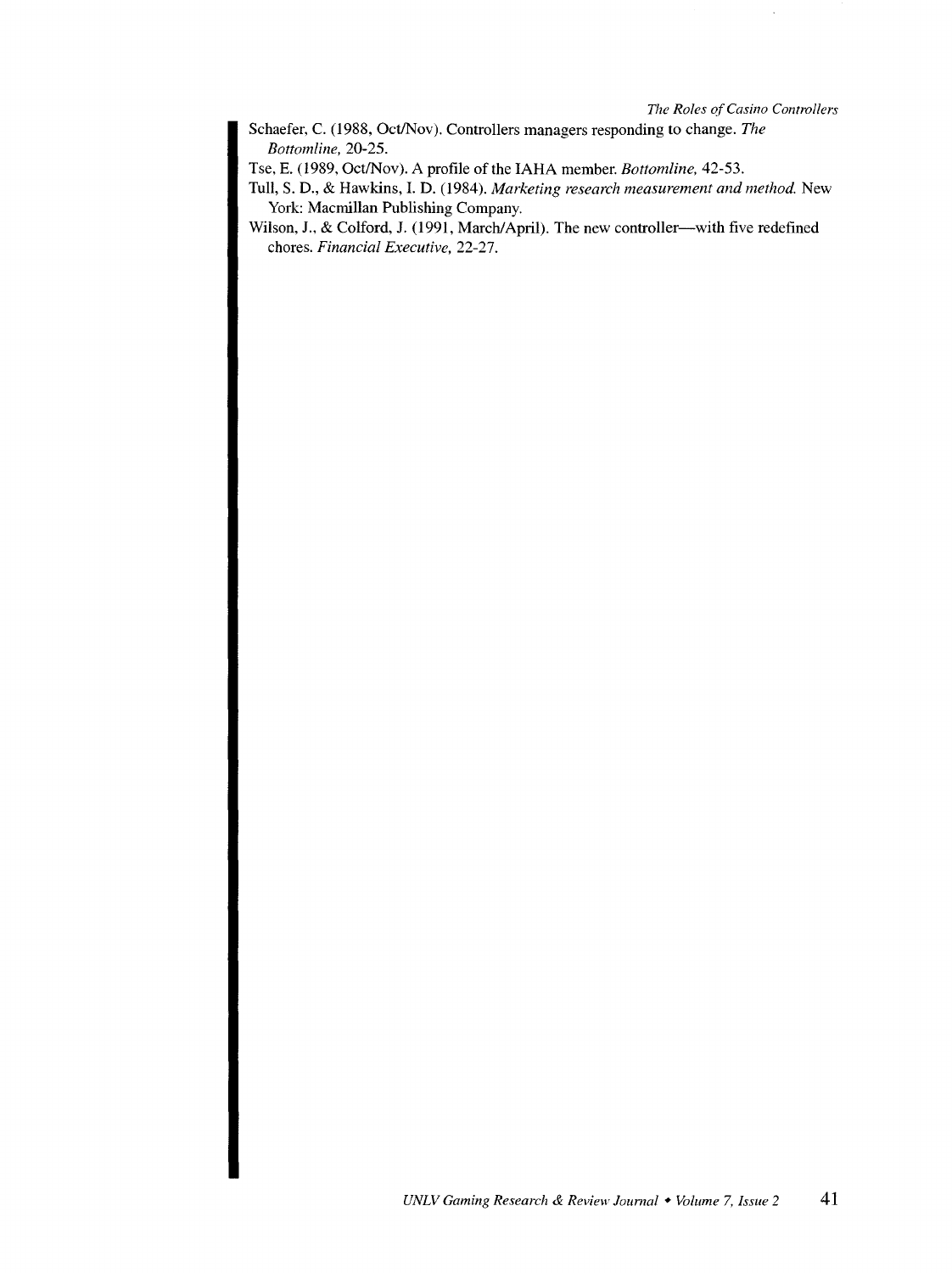Schaefer, C. (1988, Oct/Nov). Controllers managers responding to change. *The Bottomline,* 20-25.

Tse, E. (1989, Oct/Nov). A profile of the IAHA member. *Bottomline,* 42-53.

Tull, S. D., & Hawkins, I. D. (1984). *Marketing research measurement and method.* New York: Macmillan Publishing Company.

Wilson, J., & Colford, J. (1991, March/April). The new controller—with five redefined chores. *Financial Executive,* 22-27.